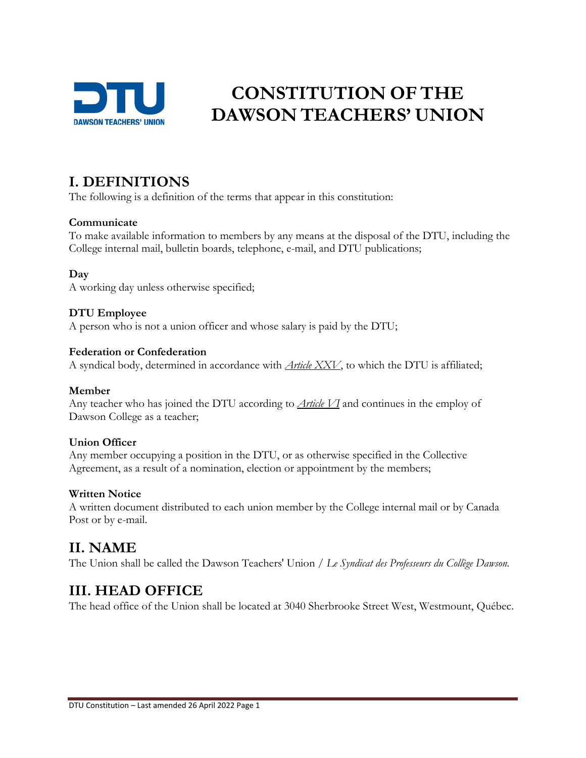# CONSTITUTION OF THE DAWSON TEACHERS' UNION

## I. DEFINITIONS

The following is a definition of the terms that appear in this constitution:

**Communicate**
To make available information to members by any means at the disposal of the DTU, including the College internal mail, bulletin boards, telephone, e-mail, and DTU publications;

**Day**
A working day unless otherwise specified;

**DTU Employee**
A person who is not a union officer and whose salary is paid by the DTU;

**Federation or Confederation**
A syndical body, determined in accordance with *Article XXV*, to which the DTU is affiliated;

**Member**
Any teacher who has joined the DTU according to *Article VI* and continues in the employ of Dawson College as a teacher;

**Union Officer**
Any member occupying a position in the DTU, or as otherwise specified in the Collective Agreement, as a result of a nomination, election or appointment by the members;

**Written Notice**
A written document distributed to each union member by the College internal mail or by Canada Post or by e-mail.

## II. NAME

The Union shall be called the Dawson Teachers' Union / *Le Syndicat des Professeurs du Collège Dawson.*

## III. HEAD OFFICE

The head office of the Union shall be located at 3040 Sherbrooke Street West, Westmount, Québec.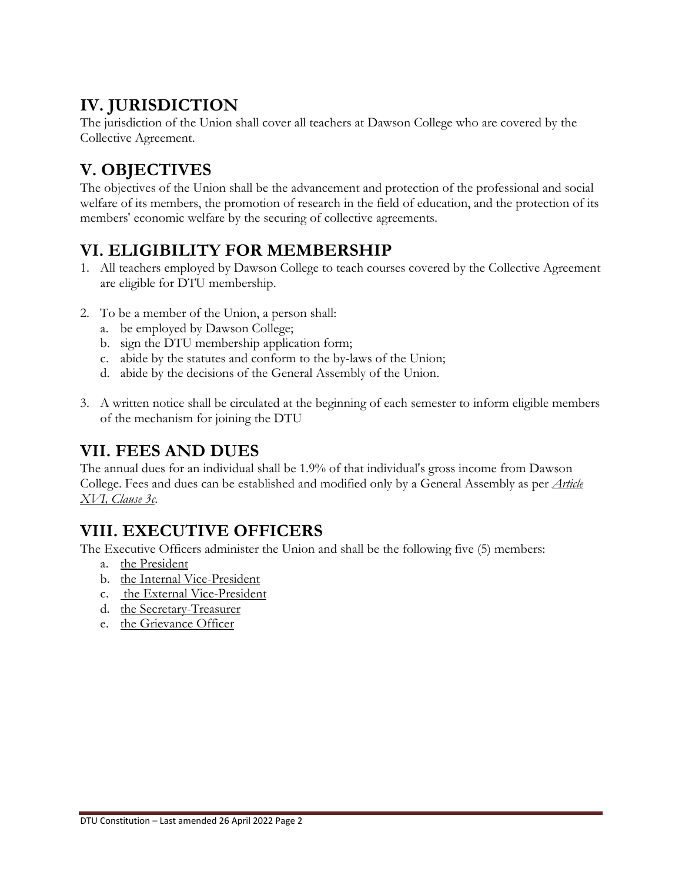## IV. JURISDICTION

The jurisdiction of the Union shall cover all teachers at Dawson College who are covered by the Collective Agreement.

## V. OBJECTIVES

The objectives of the Union shall be the advancement and protection of the professional and social welfare of its members, the promotion of research in the field of education, and the protection of its members' economic welfare by the securing of collective agreements.

## VI. ELIGIBILITY FOR MEMBERSHIP

1. All teachers employed by Dawson College to teach courses covered by the Collective Agreement are eligible for DTU membership.

2. To be a member of the Union, a person shall:
   a. be employed by Dawson College;
   b. sign the DTU membership application form;
   c. abide by the statutes and conform to the by-laws of the Union;
   d. abide by the decisions of the General Assembly of the Union.

3. A written notice shall be circulated at the beginning of each semester to inform eligible members of the mechanism for joining the DTU

## VII. FEES AND DUES

The annual dues for an individual shall be 1.9% of that individual's gross income from Dawson College. Fees and dues can be established and modified only by a General Assembly as per *Article XVI, Clause 3c*.

## VIII. EXECUTIVE OFFICERS

The Executive Officers administer the Union and shall be the following five (5) members:

a. the President
b. the Internal Vice-President
c. the External Vice-President
d. the Secretary-Treasurer
e. the Grievance Officer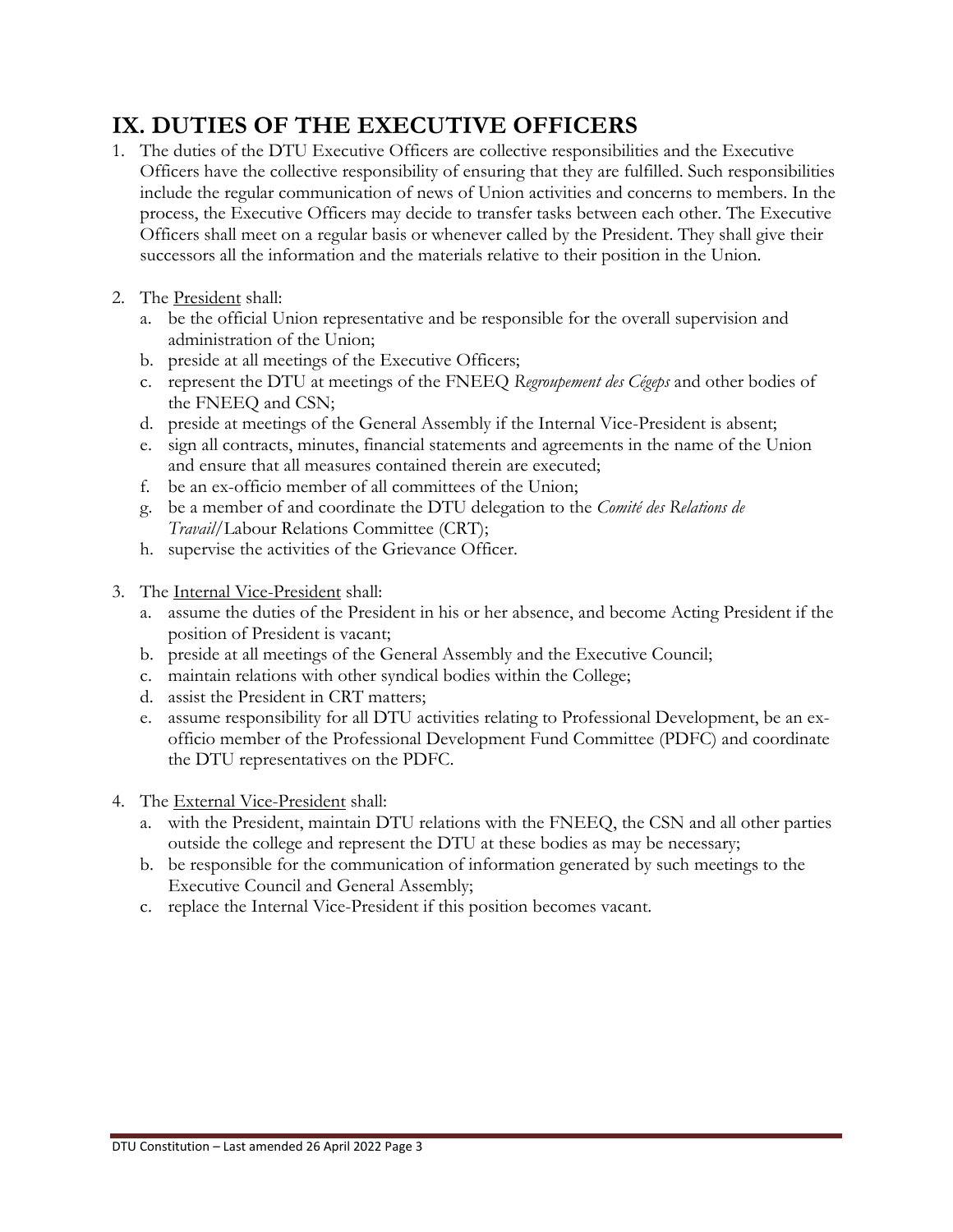## IX. DUTIES OF THE EXECUTIVE OFFICERS

1. The duties of the DTU Executive Officers are collective responsibilities and the Executive Officers have the collective responsibility of ensuring that they are fulfilled. Such responsibilities include the regular communication of news of Union activities and concerns to members. In the process, the Executive Officers may decide to transfer tasks between each other. The Executive Officers shall meet on a regular basis or whenever called by the President. They shall give their successors all the information and the materials relative to their position in the Union.

2. The <u>President</u> shall:
   a. be the official Union representative and be responsible for the overall supervision and administration of the Union;
   b. preside at all meetings of the Executive Officers;
   c. represent the DTU at meetings of the FNEEQ *Regroupement des Cégeps* and other bodies of the FNEEQ and CSN;
   d. preside at meetings of the General Assembly if the Internal Vice-President is absent;
   e. sign all contracts, minutes, financial statements and agreements in the name of the Union and ensure that all measures contained therein are executed;
   f. be an ex-officio member of all committees of the Union;
   g. be a member of and coordinate the DTU delegation to the *Comité des Relations de Travail*/Labour Relations Committee (CRT);
   h. supervise the activities of the Grievance Officer.

3. The <u>Internal Vice-President</u> shall:
   a. assume the duties of the President in his or her absence, and become Acting President if the position of President is vacant;
   b. preside at all meetings of the General Assembly and the Executive Council;
   c. maintain relations with other syndical bodies within the College;
   d. assist the President in CRT matters;
   e. assume responsibility for all DTU activities relating to Professional Development, be an ex-officio member of the Professional Development Fund Committee (PDFC) and coordinate the DTU representatives on the PDFC.

4. The <u>External Vice-President</u> shall:
   a. with the President, maintain DTU relations with the FNEEQ, the CSN and all other parties outside the college and represent the DTU at these bodies as may be necessary;
   b. be responsible for the communication of information generated by such meetings to the Executive Council and General Assembly;
   c. replace the Internal Vice-President if this position becomes vacant.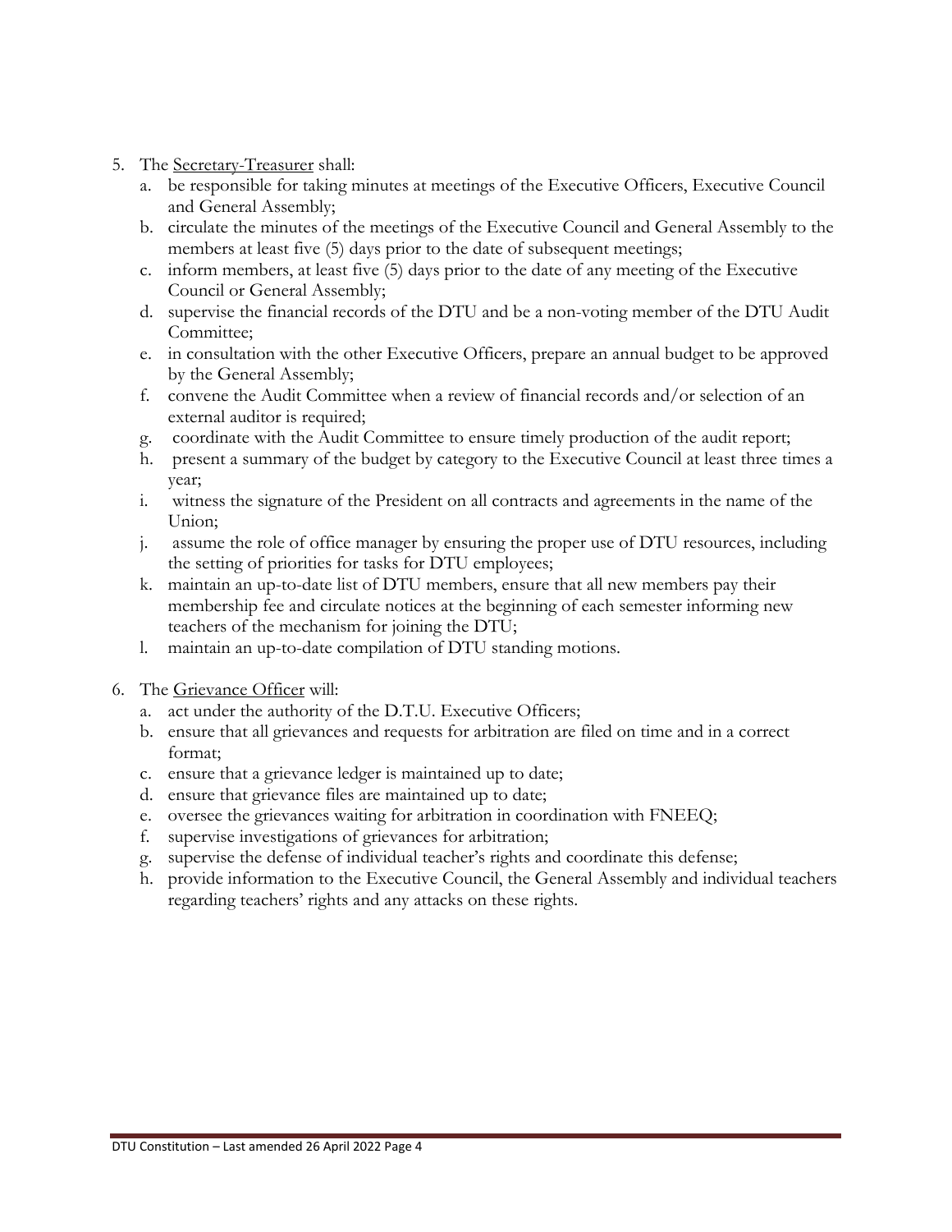5. The Secretary-Treasurer shall:
    a. be responsible for taking minutes at meetings of the Executive Officers, Executive Council and General Assembly;
    b. circulate the minutes of the meetings of the Executive Council and General Assembly to the members at least five (5) days prior to the date of subsequent meetings;
    c. inform members, at least five (5) days prior to the date of any meeting of the Executive Council or General Assembly;
    d. supervise the financial records of the DTU and be a non-voting member of the DTU Audit Committee;
    e. in consultation with the other Executive Officers, prepare an annual budget to be approved by the General Assembly;
    f. convene the Audit Committee when a review of financial records and/or selection of an external auditor is required;
    g. coordinate with the Audit Committee to ensure timely production of the audit report;
    h. present a summary of the budget by category to the Executive Council at least three times a year;
    i. witness the signature of the President on all contracts and agreements in the name of the Union;
    j. assume the role of office manager by ensuring the proper use of DTU resources, including the setting of priorities for tasks for DTU employees;
    k. maintain an up-to-date list of DTU members, ensure that all new members pay their membership fee and circulate notices at the beginning of each semester informing new teachers of the mechanism for joining the DTU;
    l. maintain an up-to-date compilation of DTU standing motions.

6. The Grievance Officer will:
    a. act under the authority of the D.T.U. Executive Officers;
    b. ensure that all grievances and requests for arbitration are filed on time and in a correct format;
    c. ensure that a grievance ledger is maintained up to date;
    d. ensure that grievance files are maintained up to date;
    e. oversee the grievances waiting for arbitration in coordination with FNEEQ;
    f. supervise investigations of grievances for arbitration;
    g. supervise the defense of individual teacher's rights and coordinate this defense;
    h. provide information to the Executive Council, the General Assembly and individual teachers regarding teachers' rights and any attacks on these rights.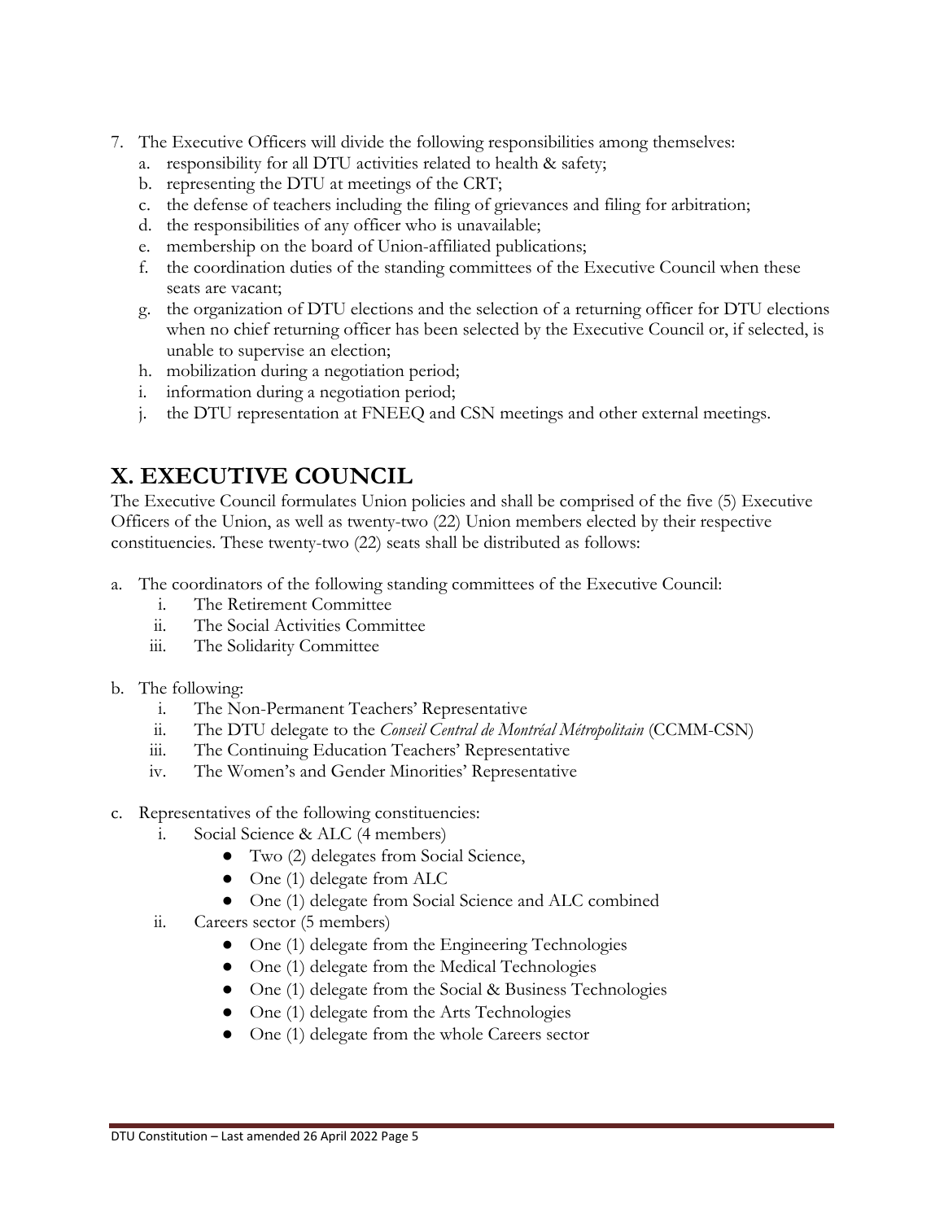7. The Executive Officers will divide the following responsibilities among themselves:
   a. responsibility for all DTU activities related to health & safety;
   b. representing the DTU at meetings of the CRT;
   c. the defense of teachers including the filing of grievances and filing for arbitration;
   d. the responsibilities of any officer who is unavailable;
   e. membership on the board of Union-affiliated publications;
   f. the coordination duties of the standing committees of the Executive Council when these seats are vacant;
   g. the organization of DTU elections and the selection of a returning officer for DTU elections when no chief returning officer has been selected by the Executive Council or, if selected, is unable to supervise an election;
   h. mobilization during a negotiation period;
   i. information during a negotiation period;
   j. the DTU representation at FNEEQ and CSN meetings and other external meetings.

## X. EXECUTIVE COUNCIL

The Executive Council formulates Union policies and shall be comprised of the five (5) Executive Officers of the Union, as well as twenty-two (22) Union members elected by their respective constituencies. These twenty-two (22) seats shall be distributed as follows:

a. The coordinators of the following standing committees of the Executive Council:
   i. The Retirement Committee
   ii. The Social Activities Committee
   iii. The Solidarity Committee

b. The following:
   i. The Non-Permanent Teachers' Representative
   ii. The DTU delegate to the *Conseil Central de Montréal Métropolitain* (CCMM-CSN)
   iii. The Continuing Education Teachers' Representative
   iv. The Women's and Gender Minorities' Representative

c. Representatives of the following constituencies:
   i. Social Science & ALC (4 members)
      - Two (2) delegates from Social Science,
      - One (1) delegate from ALC
      - One (1) delegate from Social Science and ALC combined
   ii. Careers sector (5 members)
      - One (1) delegate from the Engineering Technologies
      - One (1) delegate from the Medical Technologies
      - One (1) delegate from the Social & Business Technologies
      - One (1) delegate from the Arts Technologies
      - One (1) delegate from the whole Careers sector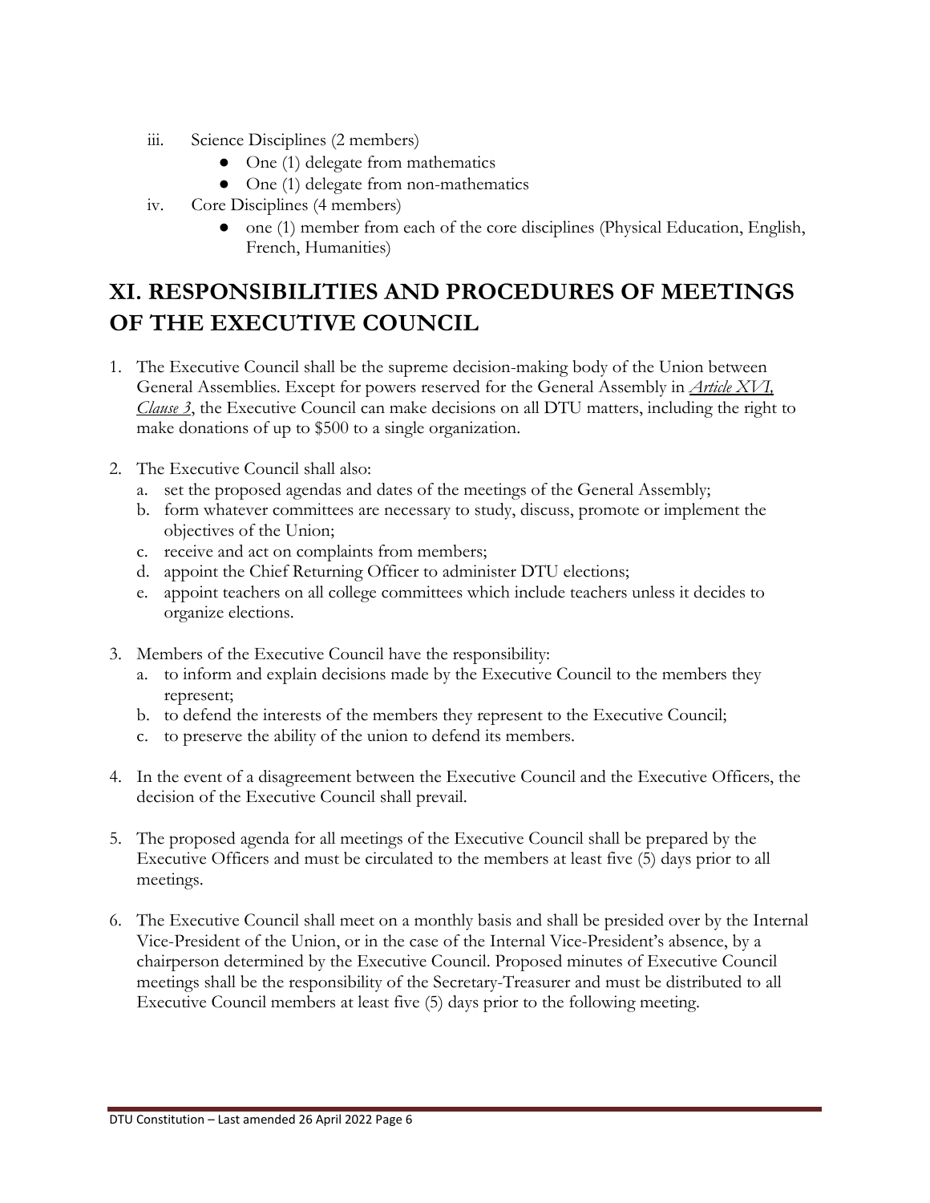iii. Science Disciplines (2 members)
    - One (1) delegate from mathematics
    - One (1) delegate from non-mathematics

iv. Core Disciplines (4 members)
    - one (1) member from each of the core disciplines (Physical Education, English, French, Humanities)

## XI. RESPONSIBILITIES AND PROCEDURES OF MEETINGS OF THE EXECUTIVE COUNCIL

1. The Executive Council shall be the supreme decision-making body of the Union between General Assemblies. Except for powers reserved for the General Assembly in *Article XVI, Clause 3*, the Executive Council can make decisions on all DTU matters, including the right to make donations of up to $500 to a single organization.

2. The Executive Council shall also:
    a. set the proposed agendas and dates of the meetings of the General Assembly;
    b. form whatever committees are necessary to study, discuss, promote or implement the objectives of the Union;
    c. receive and act on complaints from members;
    d. appoint the Chief Returning Officer to administer DTU elections;
    e. appoint teachers on all college committees which include teachers unless it decides to organize elections.

3. Members of the Executive Council have the responsibility:
    a. to inform and explain decisions made by the Executive Council to the members they represent;
    b. to defend the interests of the members they represent to the Executive Council;
    c. to preserve the ability of the union to defend its members.

4. In the event of a disagreement between the Executive Council and the Executive Officers, the decision of the Executive Council shall prevail.

5. The proposed agenda for all meetings of the Executive Council shall be prepared by the Executive Officers and must be circulated to the members at least five (5) days prior to all meetings.

6. The Executive Council shall meet on a monthly basis and shall be presided over by the Internal Vice-President of the Union, or in the case of the Internal Vice-President's absence, by a chairperson determined by the Executive Council. Proposed minutes of Executive Council meetings shall be the responsibility of the Secretary-Treasurer and must be distributed to all Executive Council members at least five (5) days prior to the following meeting.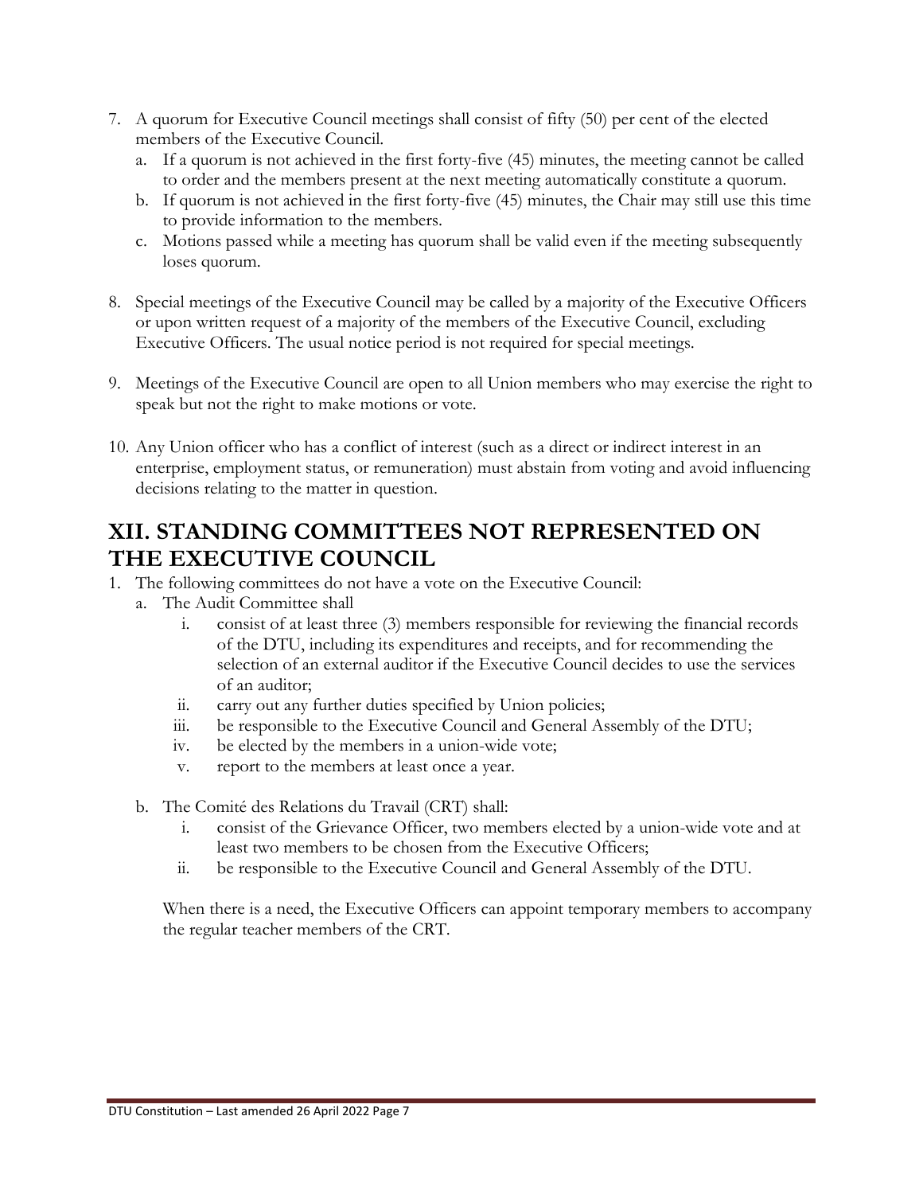7. A quorum for Executive Council meetings shall consist of fifty (50) per cent of the elected members of the Executive Council.
   a. If a quorum is not achieved in the first forty-five (45) minutes, the meeting cannot be called to order and the members present at the next meeting automatically constitute a quorum.
   b. If quorum is not achieved in the first forty-five (45) minutes, the Chair may still use this time to provide information to the members.
   c. Motions passed while a meeting has quorum shall be valid even if the meeting subsequently loses quorum.

8. Special meetings of the Executive Council may be called by a majority of the Executive Officers or upon written request of a majority of the members of the Executive Council, excluding Executive Officers. The usual notice period is not required for special meetings.

9. Meetings of the Executive Council are open to all Union members who may exercise the right to speak but not the right to make motions or vote.

10. Any Union officer who has a conflict of interest (such as a direct or indirect interest in an enterprise, employment status, or remuneration) must abstain from voting and avoid influencing decisions relating to the matter in question.

## XII. STANDING COMMITTEES NOT REPRESENTED ON THE EXECUTIVE COUNCIL

1. The following committees do not have a vote on the Executive Council:
   a. The Audit Committee shall
      i. consist of at least three (3) members responsible for reviewing the financial records of the DTU, including its expenditures and receipts, and for recommending the selection of an external auditor if the Executive Council decides to use the services of an auditor;
      ii. carry out any further duties specified by Union policies;
      iii. be responsible to the Executive Council and General Assembly of the DTU;
      iv. be elected by the members in a union-wide vote;
      v. report to the members at least once a year.

   b. The Comité des Relations du Travail (CRT) shall:
      i. consist of the Grievance Officer, two members elected by a union-wide vote and at least two members to be chosen from the Executive Officers;
      ii. be responsible to the Executive Council and General Assembly of the DTU.

   When there is a need, the Executive Officers can appoint temporary members to accompany the regular teacher members of the CRT.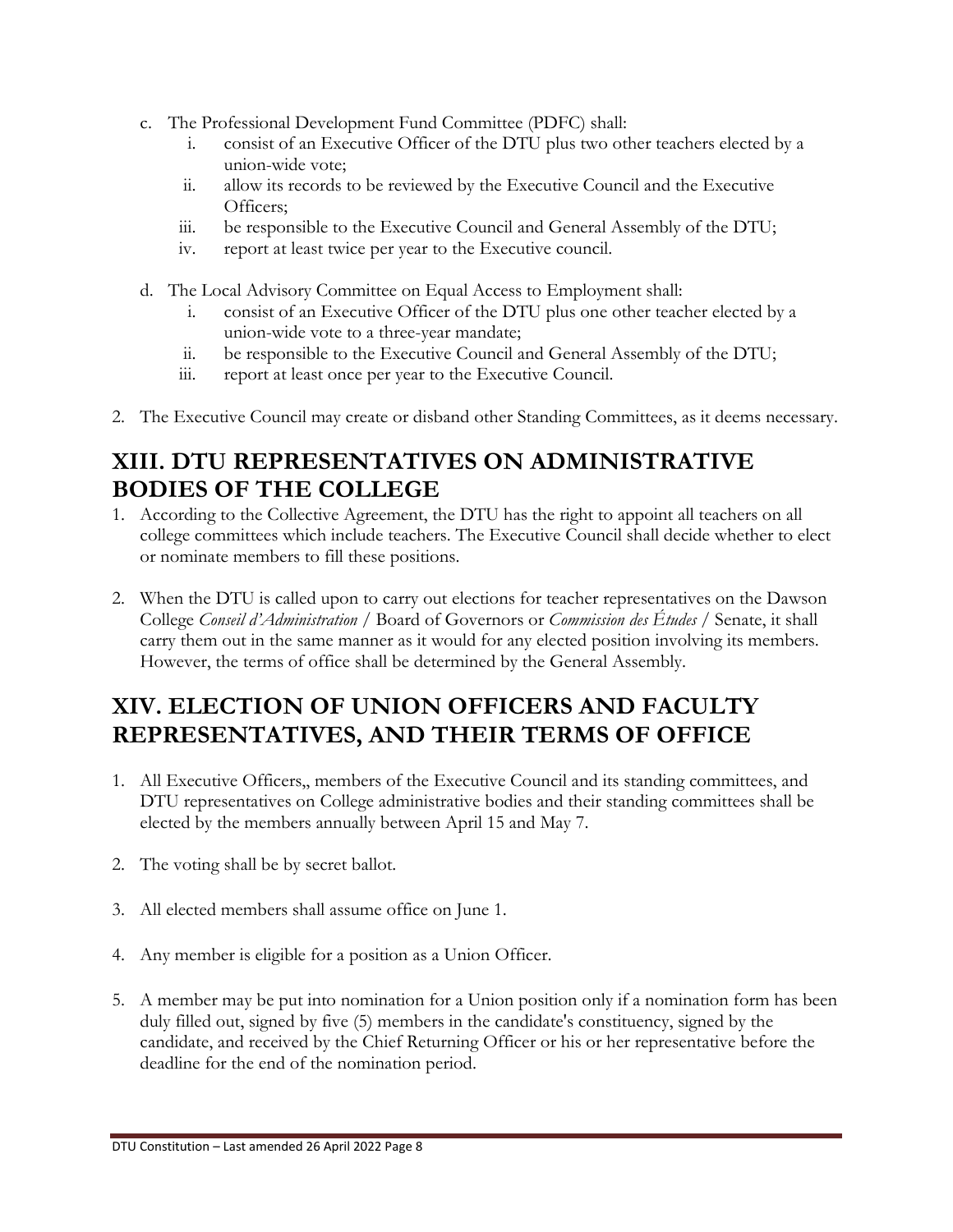c. The Professional Development Fund Committee (PDFC) shall:
    i. consist of an Executive Officer of the DTU plus two other teachers elected by a union-wide vote;
    ii. allow its records to be reviewed by the Executive Council and the Executive Officers;
    iii. be responsible to the Executive Council and General Assembly of the DTU;
    iv. report at least twice per year to the Executive council.

d. The Local Advisory Committee on Equal Access to Employment shall:
    i. consist of an Executive Officer of the DTU plus one other teacher elected by a union-wide vote to a three-year mandate;
    ii. be responsible to the Executive Council and General Assembly of the DTU;
    iii. report at least once per year to the Executive Council.

2. The Executive Council may create or disband other Standing Committees, as it deems necessary.

## XIII. DTU REPRESENTATIVES ON ADMINISTRATIVE BODIES OF THE COLLEGE

1. According to the Collective Agreement, the DTU has the right to appoint all teachers on all college committees which include teachers. The Executive Council shall decide whether to elect or nominate members to fill these positions.

2. When the DTU is called upon to carry out elections for teacher representatives on the Dawson College *Conseil d'Administration* / Board of Governors or *Commission des Études* / Senate, it shall carry them out in the same manner as it would for any elected position involving its members. However, the terms of office shall be determined by the General Assembly.

## XIV. ELECTION OF UNION OFFICERS AND FACULTY REPRESENTATIVES, AND THEIR TERMS OF OFFICE

1. All Executive Officers,, members of the Executive Council and its standing committees, and DTU representatives on College administrative bodies and their standing committees shall be elected by the members annually between April 15 and May 7.

2. The voting shall be by secret ballot.

3. All elected members shall assume office on June 1.

4. Any member is eligible for a position as a Union Officer.

5. A member may be put into nomination for a Union position only if a nomination form has been duly filled out, signed by five (5) members in the candidate's constituency, signed by the candidate, and received by the Chief Returning Officer or his or her representative before the deadline for the end of the nomination period.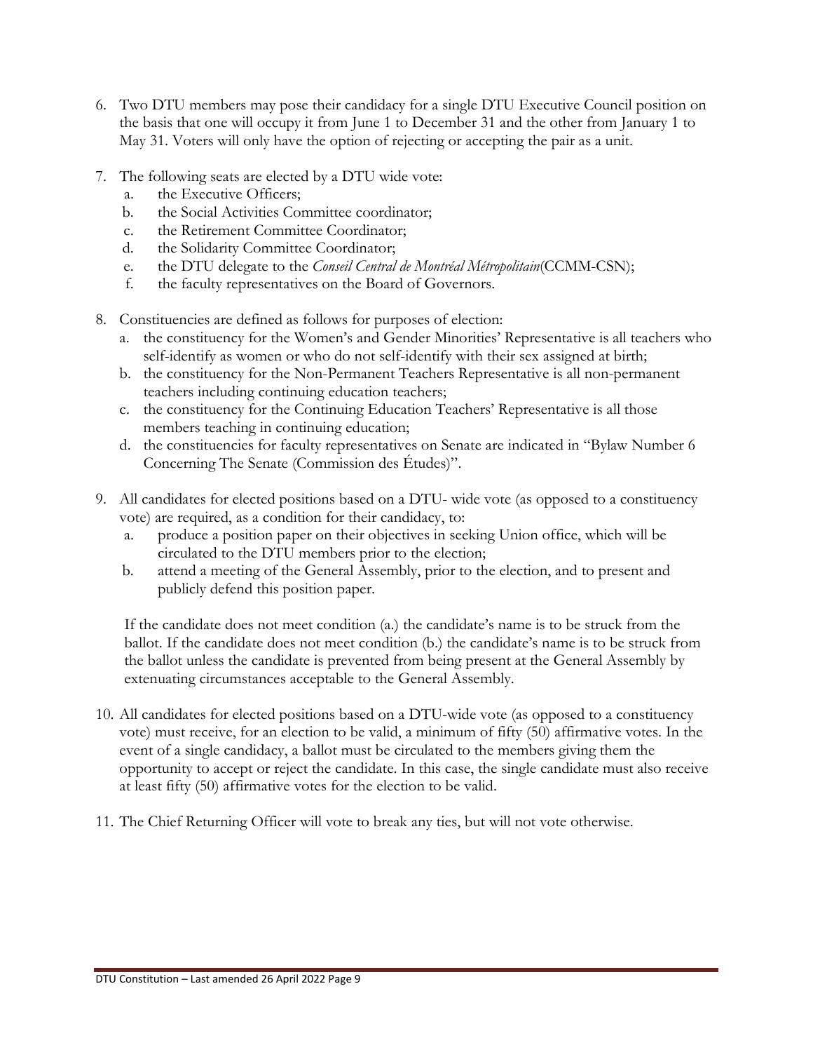6. Two DTU members may pose their candidacy for a single DTU Executive Council position on the basis that one will occupy it from June 1 to December 31 and the other from January 1 to May 31. Voters will only have the option of rejecting or accepting the pair as a unit.

7. The following seats are elected by a DTU wide vote:
   a. the Executive Officers;
   b. the Social Activities Committee coordinator;
   c. the Retirement Committee Coordinator;
   d. the Solidarity Committee Coordinator;
   e. the DTU delegate to the *Conseil Central de Montréal Métropolitain*(CCMM-CSN);
   f. the faculty representatives on the Board of Governors.

8. Constituencies are defined as follows for purposes of election:
   a. the constituency for the Women's and Gender Minorities' Representative is all teachers who self-identify as women or who do not self-identify with their sex assigned at birth;
   b. the constituency for the Non-Permanent Teachers Representative is all non-permanent teachers including continuing education teachers;
   c. the constituency for the Continuing Education Teachers' Representative is all those members teaching in continuing education;
   d. the constituencies for faculty representatives on Senate are indicated in "Bylaw Number 6 Concerning The Senate (Commission des Études)".

9. All candidates for elected positions based on a DTU- wide vote (as opposed to a constituency vote) are required, as a condition for their candidacy, to:
   a. produce a position paper on their objectives in seeking Union office, which will be circulated to the DTU members prior to the election;
   b. attend a meeting of the General Assembly, prior to the election, and to present and publicly defend this position paper.

   If the candidate does not meet condition (a.) the candidate's name is to be struck from the ballot. If the candidate does not meet condition (b.) the candidate's name is to be struck from the ballot unless the candidate is prevented from being present at the General Assembly by extenuating circumstances acceptable to the General Assembly.

10. All candidates for elected positions based on a DTU-wide vote (as opposed to a constituency vote) must receive, for an election to be valid, a minimum of fifty (50) affirmative votes. In the event of a single candidacy, a ballot must be circulated to the members giving them the opportunity to accept or reject the candidate. In this case, the single candidate must also receive at least fifty (50) affirmative votes for the election to be valid.

11. The Chief Returning Officer will vote to break any ties, but will not vote otherwise.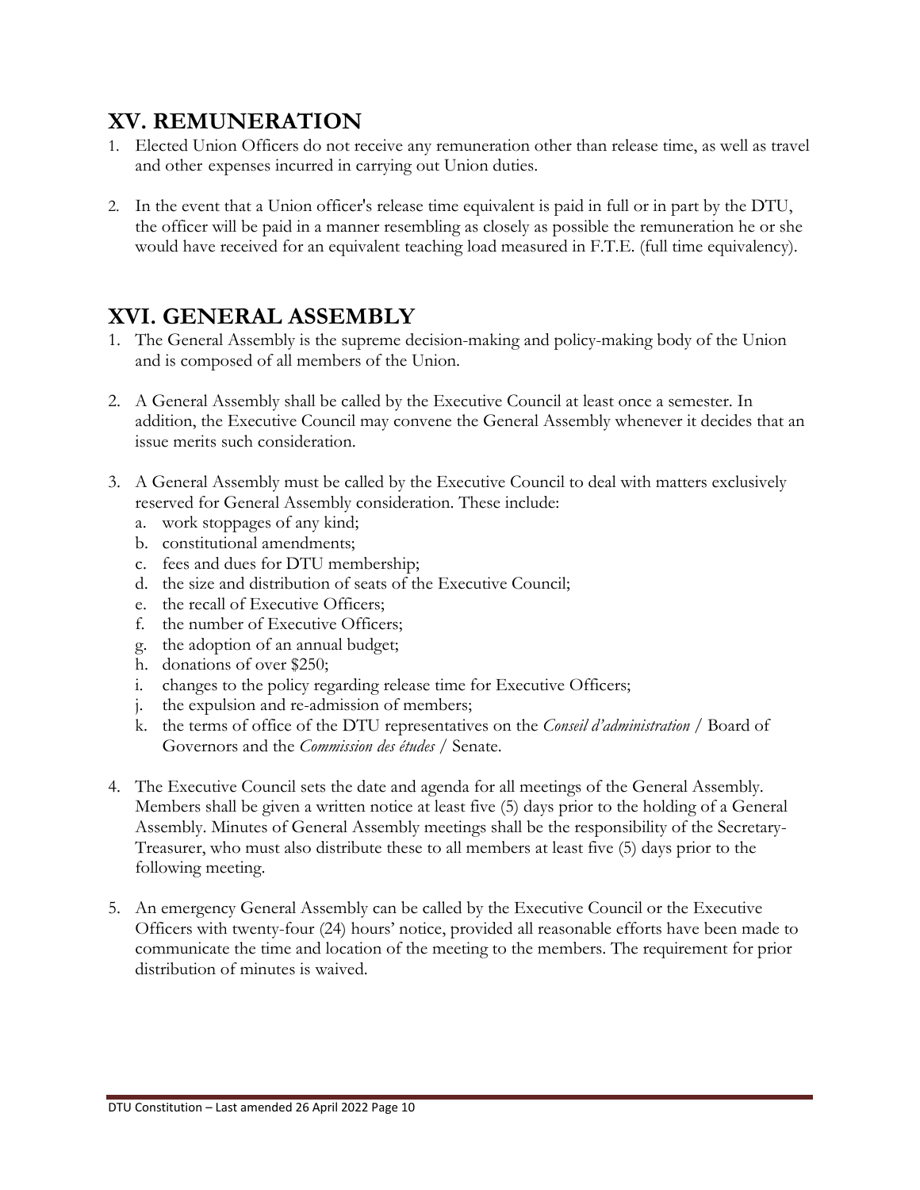## XV. REMUNERATION

1. Elected Union Officers do not receive any remuneration other than release time, as well as travel and other expenses incurred in carrying out Union duties.

2. In the event that a Union officer's release time equivalent is paid in full or in part by the DTU, the officer will be paid in a manner resembling as closely as possible the remuneration he or she would have received for an equivalent teaching load measured in F.T.E. (full time equivalency).

## XVI. GENERAL ASSEMBLY

1. The General Assembly is the supreme decision-making and policy-making body of the Union and is composed of all members of the Union.

2. A General Assembly shall be called by the Executive Council at least once a semester. In addition, the Executive Council may convene the General Assembly whenever it decides that an issue merits such consideration.

3. A General Assembly must be called by the Executive Council to deal with matters exclusively reserved for General Assembly consideration. These include:
   a. work stoppages of any kind;
   b. constitutional amendments;
   c. fees and dues for DTU membership;
   d. the size and distribution of seats of the Executive Council;
   e. the recall of Executive Officers;
   f. the number of Executive Officers;
   g. the adoption of an annual budget;
   h. donations of over $250;
   i. changes to the policy regarding release time for Executive Officers;
   j. the expulsion and re-admission of members;
   k. the terms of office of the DTU representatives on the *Conseil d'administration* / Board of Governors and the *Commission des études* / Senate.

4. The Executive Council sets the date and agenda for all meetings of the General Assembly. Members shall be given a written notice at least five (5) days prior to the holding of a General Assembly. Minutes of General Assembly meetings shall be the responsibility of the Secretary-Treasurer, who must also distribute these to all members at least five (5) days prior to the following meeting.

5. An emergency General Assembly can be called by the Executive Council or the Executive Officers with twenty-four (24) hours' notice, provided all reasonable efforts have been made to communicate the time and location of the meeting to the members. The requirement for prior distribution of minutes is waived.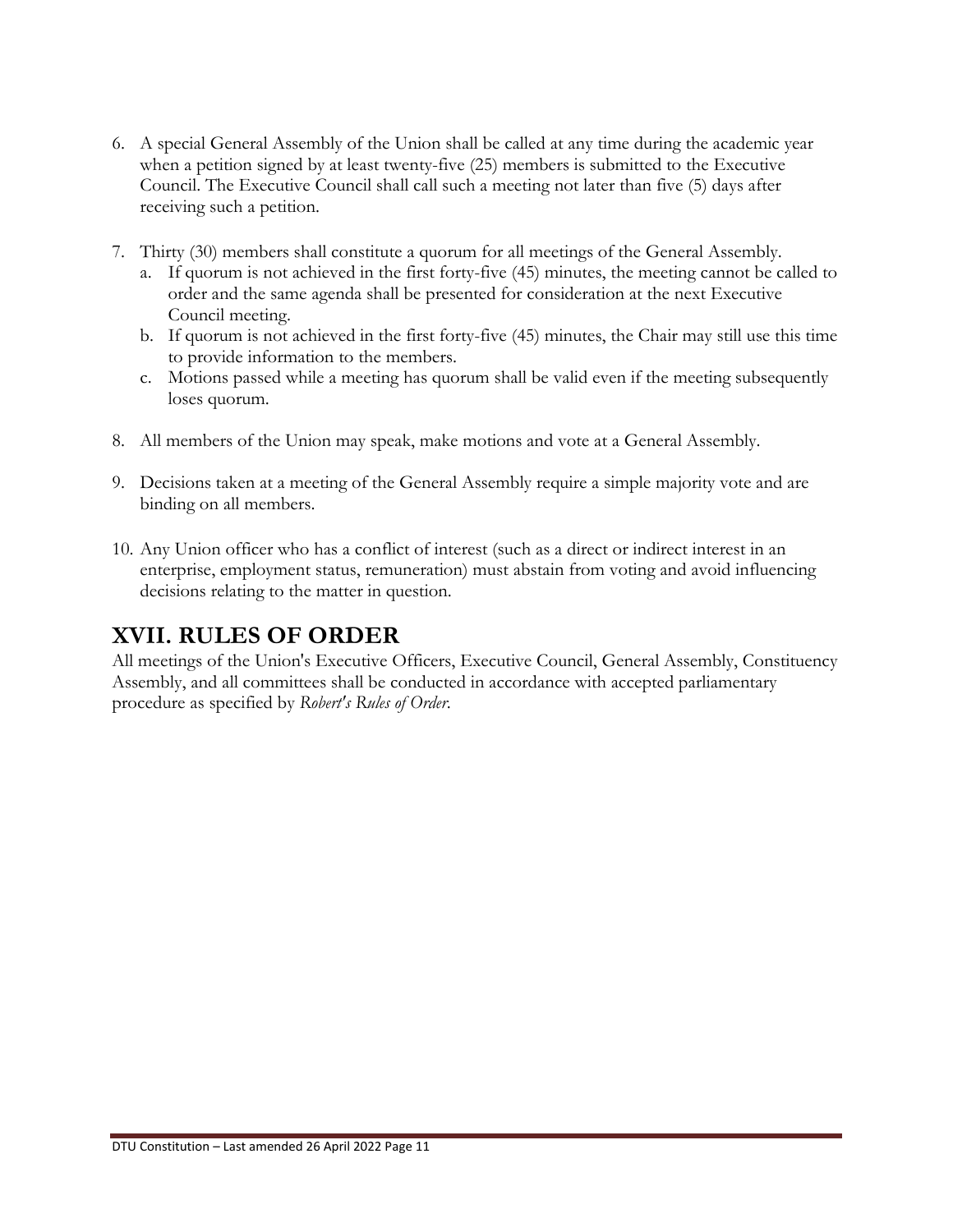6. A special General Assembly of the Union shall be called at any time during the academic year when a petition signed by at least twenty-five (25) members is submitted to the Executive Council. The Executive Council shall call such a meeting not later than five (5) days after receiving such a petition.

7. Thirty (30) members shall constitute a quorum for all meetings of the General Assembly.
   a. If quorum is not achieved in the first forty-five (45) minutes, the meeting cannot be called to order and the same agenda shall be presented for consideration at the next Executive Council meeting.
   b. If quorum is not achieved in the first forty-five (45) minutes, the Chair may still use this time to provide information to the members.
   c. Motions passed while a meeting has quorum shall be valid even if the meeting subsequently loses quorum.

8. All members of the Union may speak, make motions and vote at a General Assembly.

9. Decisions taken at a meeting of the General Assembly require a simple majority vote and are binding on all members.

10. Any Union officer who has a conflict of interest (such as a direct or indirect interest in an enterprise, employment status, remuneration) must abstain from voting and avoid influencing decisions relating to the matter in question.

## XVII. RULES OF ORDER

All meetings of the Union's Executive Officers, Executive Council, General Assembly, Constituency Assembly, and all committees shall be conducted in accordance with accepted parliamentary procedure as specified by *Robert's Rules of Order*.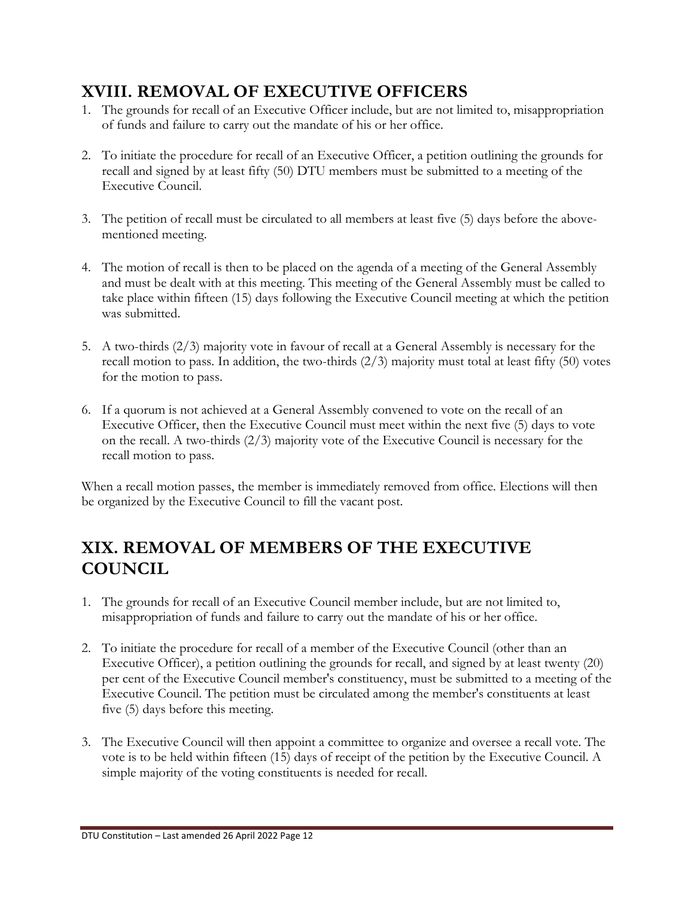## XVIII. REMOVAL OF EXECUTIVE OFFICERS

1. The grounds for recall of an Executive Officer include, but are not limited to, misappropriation of funds and failure to carry out the mandate of his or her office.

2. To initiate the procedure for recall of an Executive Officer, a petition outlining the grounds for recall and signed by at least fifty (50) DTU members must be submitted to a meeting of the Executive Council.

3. The petition of recall must be circulated to all members at least five (5) days before the above-mentioned meeting.

4. The motion of recall is then to be placed on the agenda of a meeting of the General Assembly and must be dealt with at this meeting. This meeting of the General Assembly must be called to take place within fifteen (15) days following the Executive Council meeting at which the petition was submitted.

5. A two-thirds (2/3) majority vote in favour of recall at a General Assembly is necessary for the recall motion to pass. In addition, the two-thirds (2/3) majority must total at least fifty (50) votes for the motion to pass.

6. If a quorum is not achieved at a General Assembly convened to vote on the recall of an Executive Officer, then the Executive Council must meet within the next five (5) days to vote on the recall. A two-thirds (2/3) majority vote of the Executive Council is necessary for the recall motion to pass.

When a recall motion passes, the member is immediately removed from office. Elections will then be organized by the Executive Council to fill the vacant post.

## XIX. REMOVAL OF MEMBERS OF THE EXECUTIVE COUNCIL

1. The grounds for recall of an Executive Council member include, but are not limited to, misappropriation of funds and failure to carry out the mandate of his or her office.

2. To initiate the procedure for recall of a member of the Executive Council (other than an Executive Officer), a petition outlining the grounds for recall, and signed by at least twenty (20) per cent of the Executive Council member's constituency, must be submitted to a meeting of the Executive Council. The petition must be circulated among the member's constituents at least five (5) days before this meeting.

3. The Executive Council will then appoint a committee to organize and oversee a recall vote. The vote is to be held within fifteen (15) days of receipt of the petition by the Executive Council. A simple majority of the voting constituents is needed for recall.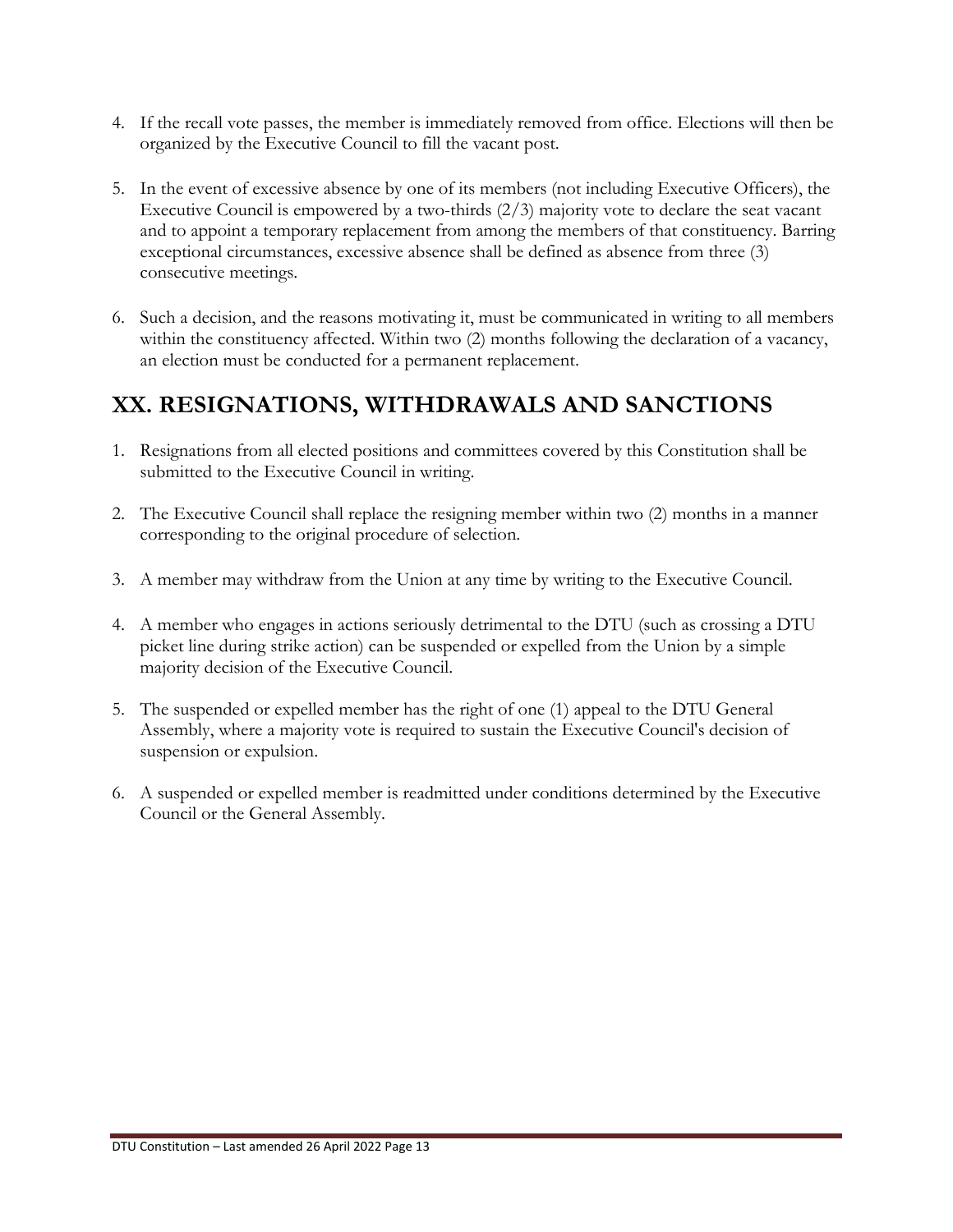4. If the recall vote passes, the member is immediately removed from office. Elections will then be organized by the Executive Council to fill the vacant post.

5. In the event of excessive absence by one of its members (not including Executive Officers), the Executive Council is empowered by a two-thirds (2/3) majority vote to declare the seat vacant and to appoint a temporary replacement from among the members of that constituency. Barring exceptional circumstances, excessive absence shall be defined as absence from three (3) consecutive meetings.

6. Such a decision, and the reasons motivating it, must be communicated in writing to all members within the constituency affected. Within two (2) months following the declaration of a vacancy, an election must be conducted for a permanent replacement.

## XX. RESIGNATIONS, WITHDRAWALS AND SANCTIONS

1. Resignations from all elected positions and committees covered by this Constitution shall be submitted to the Executive Council in writing.

2. The Executive Council shall replace the resigning member within two (2) months in a manner corresponding to the original procedure of selection.

3. A member may withdraw from the Union at any time by writing to the Executive Council.

4. A member who engages in actions seriously detrimental to the DTU (such as crossing a DTU picket line during strike action) can be suspended or expelled from the Union by a simple majority decision of the Executive Council.

5. The suspended or expelled member has the right of one (1) appeal to the DTU General Assembly, where a majority vote is required to sustain the Executive Council's decision of suspension or expulsion.

6. A suspended or expelled member is readmitted under conditions determined by the Executive Council or the General Assembly.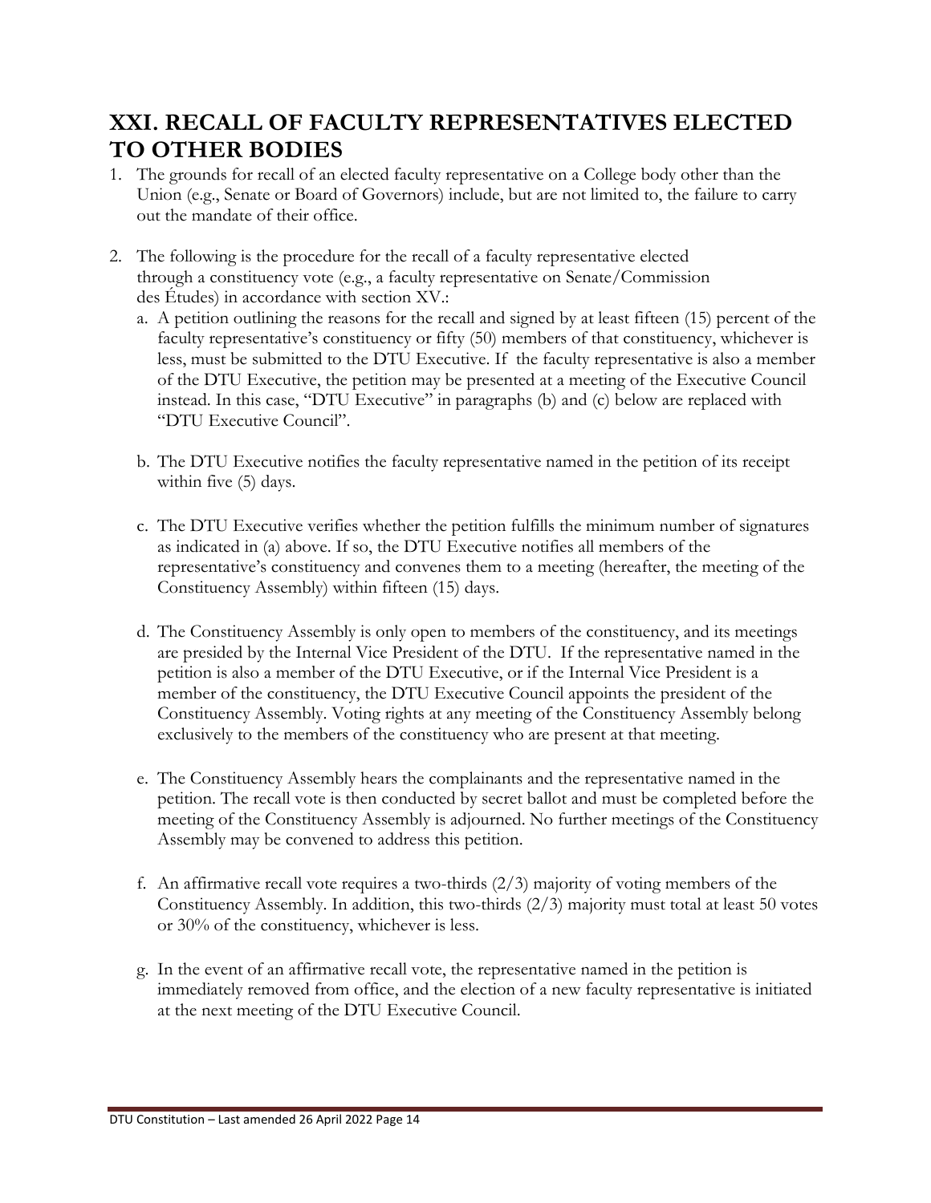## XXI. RECALL OF FACULTY REPRESENTATIVES ELECTED TO OTHER BODIES

1. The grounds for recall of an elected faculty representative on a College body other than the Union (e.g., Senate or Board of Governors) include, but are not limited to, the failure to carry out the mandate of their office.

2. The following is the procedure for the recall of a faculty representative elected through a constituency vote (e.g., a faculty representative on Senate/Commission des Études) in accordance with section XV.:

   a. A petition outlining the reasons for the recall and signed by at least fifteen (15) percent of the faculty representative's constituency or fifty (50) members of that constituency, whichever is less, must be submitted to the DTU Executive. If the faculty representative is also a member of the DTU Executive, the petition may be presented at a meeting of the Executive Council instead. In this case, "DTU Executive" in paragraphs (b) and (c) below are replaced with "DTU Executive Council".

   b. The DTU Executive notifies the faculty representative named in the petition of its receipt within five (5) days.

   c. The DTU Executive verifies whether the petition fulfills the minimum number of signatures as indicated in (a) above. If so, the DTU Executive notifies all members of the representative's constituency and convenes them to a meeting (hereafter, the meeting of the Constituency Assembly) within fifteen (15) days.

   d. The Constituency Assembly is only open to members of the constituency, and its meetings are presided by the Internal Vice President of the DTU. If the representative named in the petition is also a member of the DTU Executive, or if the Internal Vice President is a member of the constituency, the DTU Executive Council appoints the president of the Constituency Assembly. Voting rights at any meeting of the Constituency Assembly belong exclusively to the members of the constituency who are present at that meeting.

   e. The Constituency Assembly hears the complainants and the representative named in the petition. The recall vote is then conducted by secret ballot and must be completed before the meeting of the Constituency Assembly is adjourned. No further meetings of the Constituency Assembly may be convened to address this petition.

   f. An affirmative recall vote requires a two-thirds (2/3) majority of voting members of the Constituency Assembly. In addition, this two-thirds (2/3) majority must total at least 50 votes or 30% of the constituency, whichever is less.

   g. In the event of an affirmative recall vote, the representative named in the petition is immediately removed from office, and the election of a new faculty representative is initiated at the next meeting of the DTU Executive Council.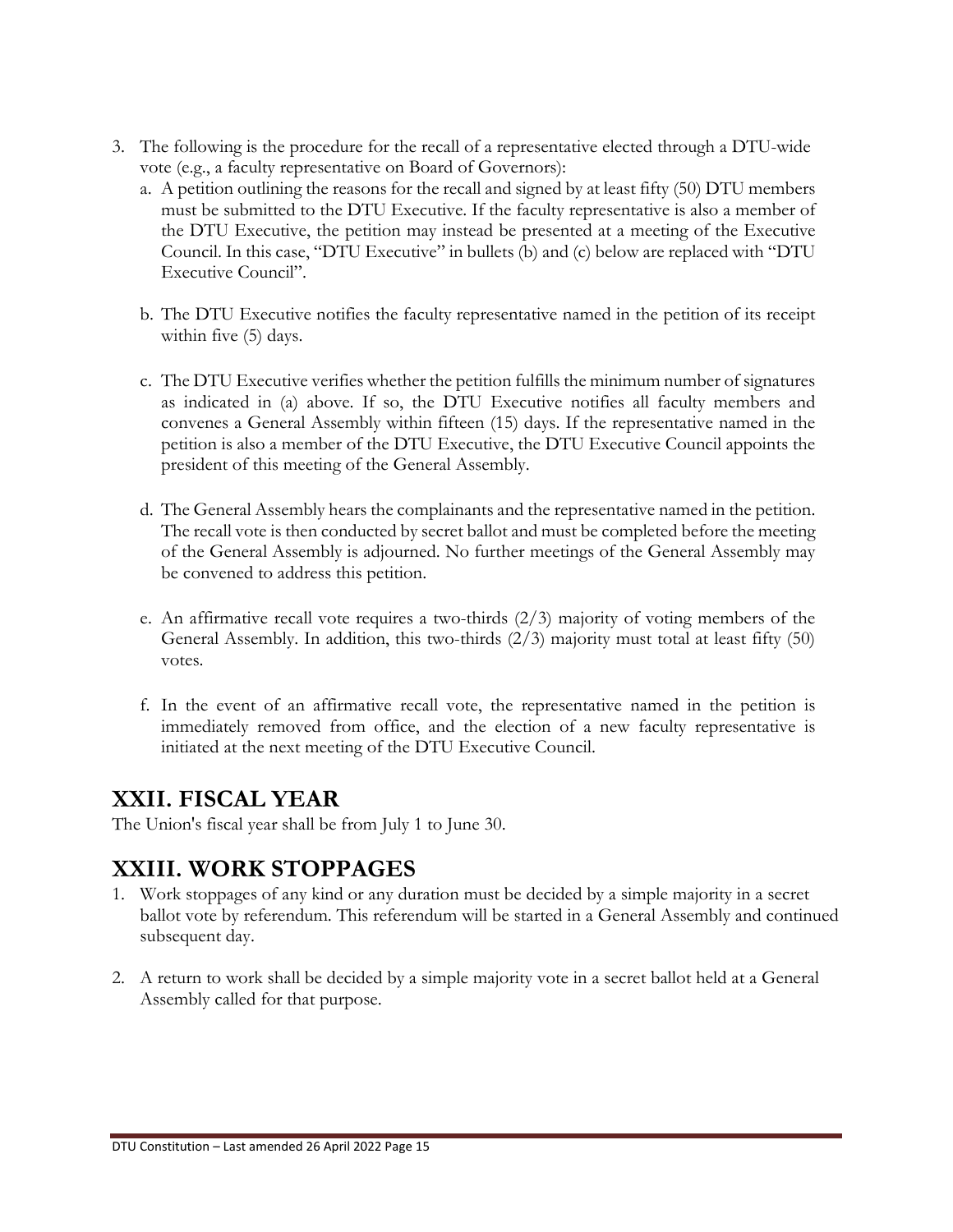3. The following is the procedure for the recall of a representative elected through a DTU-wide vote (e.g., a faculty representative on Board of Governors):
   a. A petition outlining the reasons for the recall and signed by at least fifty (50) DTU members must be submitted to the DTU Executive. If the faculty representative is also a member of the DTU Executive, the petition may instead be presented at a meeting of the Executive Council. In this case, "DTU Executive" in bullets (b) and (c) below are replaced with "DTU Executive Council".

   b. The DTU Executive notifies the faculty representative named in the petition of its receipt within five (5) days.

   c. The DTU Executive verifies whether the petition fulfills the minimum number of signatures as indicated in (a) above. If so, the DTU Executive notifies all faculty members and convenes a General Assembly within fifteen (15) days. If the representative named in the petition is also a member of the DTU Executive, the DTU Executive Council appoints the president of this meeting of the General Assembly.

   d. The General Assembly hears the complainants and the representative named in the petition. The recall vote is then conducted by secret ballot and must be completed before the meeting of the General Assembly is adjourned. No further meetings of the General Assembly may be convened to address this petition.

   e. An affirmative recall vote requires a two-thirds (2/3) majority of voting members of the General Assembly. In addition, this two-thirds (2/3) majority must total at least fifty (50) votes.

   f. In the event of an affirmative recall vote, the representative named in the petition is immediately removed from office, and the election of a new faculty representative is initiated at the next meeting of the DTU Executive Council.

## XXII. FISCAL YEAR

The Union's fiscal year shall be from July 1 to June 30.

## XXIII. WORK STOPPAGES

1. Work stoppages of any kind or any duration must be decided by a simple majority in a secret ballot vote by referendum. This referendum will be started in a General Assembly and continued subsequent day.

2. A return to work shall be decided by a simple majority vote in a secret ballot held at a General Assembly called for that purpose.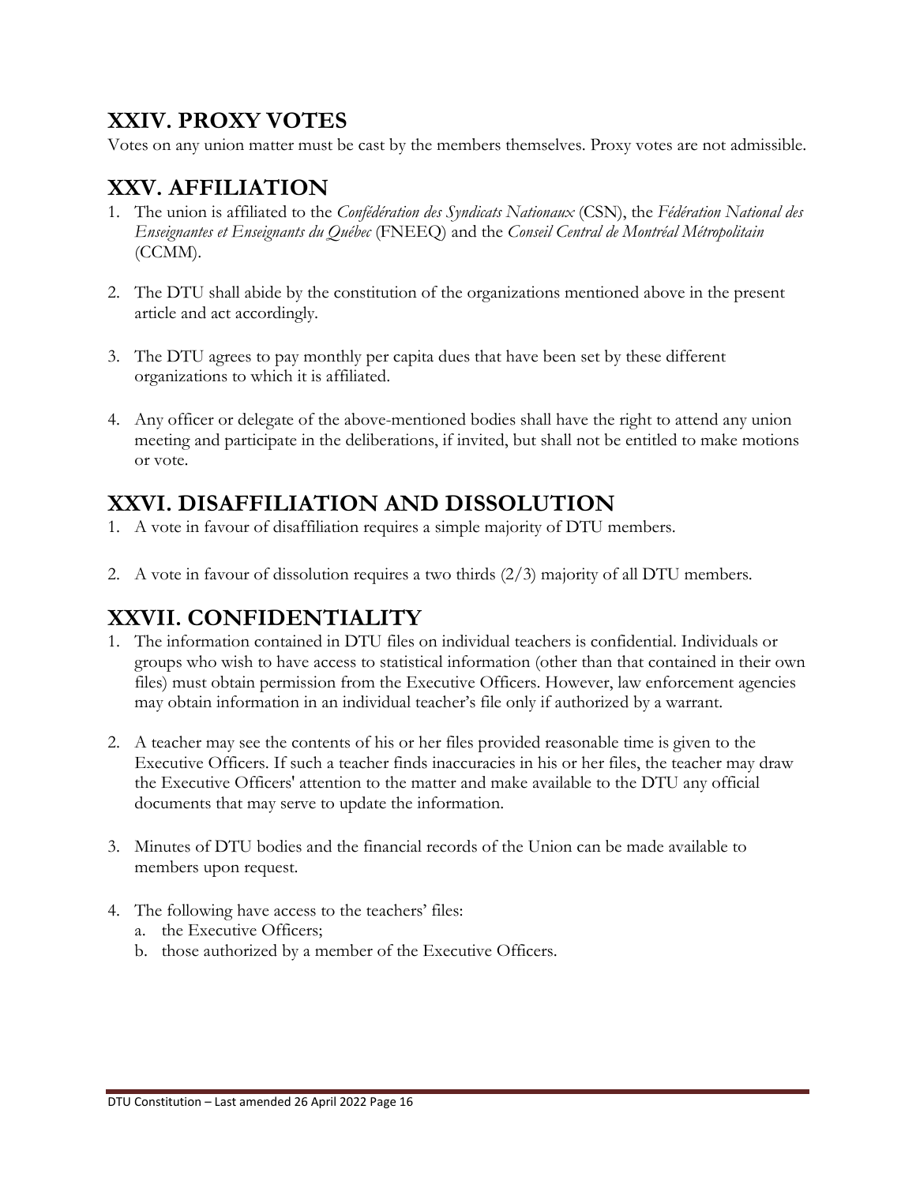## XXIV. PROXY VOTES

Votes on any union matter must be cast by the members themselves. Proxy votes are not admissible.

## XXV. AFFILIATION

1. The union is affiliated to the *Confédération des Syndicats Nationaux* (CSN), the *Fédération National des Enseignantes et Enseignants du Québec* (FNEEQ) and the *Conseil Central de Montréal Métropolitain* (CCMM).

2. The DTU shall abide by the constitution of the organizations mentioned above in the present article and act accordingly.

3. The DTU agrees to pay monthly per capita dues that have been set by these different organizations to which it is affiliated.

4. Any officer or delegate of the above-mentioned bodies shall have the right to attend any union meeting and participate in the deliberations, if invited, but shall not be entitled to make motions or vote.

## XXVI. DISAFFILIATION AND DISSOLUTION

1. A vote in favour of disaffiliation requires a simple majority of DTU members.

2. A vote in favour of dissolution requires a two thirds (2/3) majority of all DTU members.

## XXVII. CONFIDENTIALITY

1. The information contained in DTU files on individual teachers is confidential. Individuals or groups who wish to have access to statistical information (other than that contained in their own files) must obtain permission from the Executive Officers. However, law enforcement agencies may obtain information in an individual teacher's file only if authorized by a warrant.

2. A teacher may see the contents of his or her files provided reasonable time is given to the Executive Officers. If such a teacher finds inaccuracies in his or her files, the teacher may draw the Executive Officers' attention to the matter and make available to the DTU any official documents that may serve to update the information.

3. Minutes of DTU bodies and the financial records of the Union can be made available to members upon request.

4. The following have access to the teachers' files:
   a. the Executive Officers;
   b. those authorized by a member of the Executive Officers.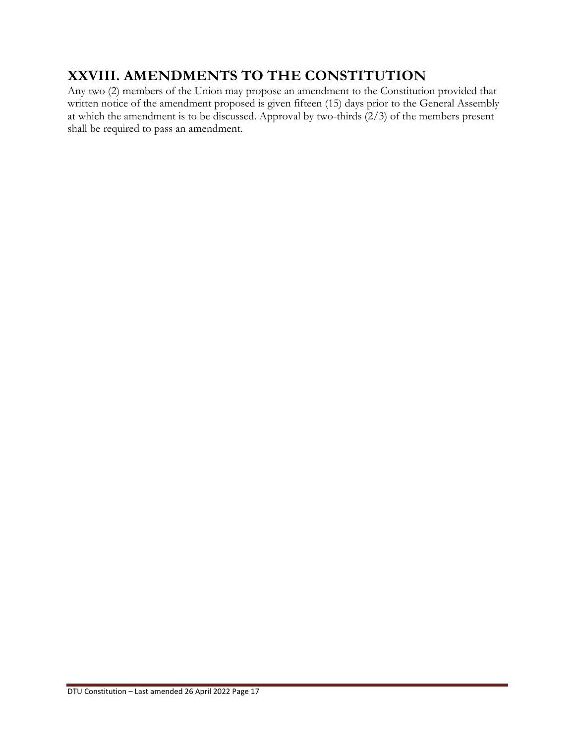## XXVIII. AMENDMENTS TO THE CONSTITUTION

Any two (2) members of the Union may propose an amendment to the Constitution provided that written notice of the amendment proposed is given fifteen (15) days prior to the General Assembly at which the amendment is to be discussed. Approval by two-thirds (2/3) of the members present shall be required to pass an amendment.